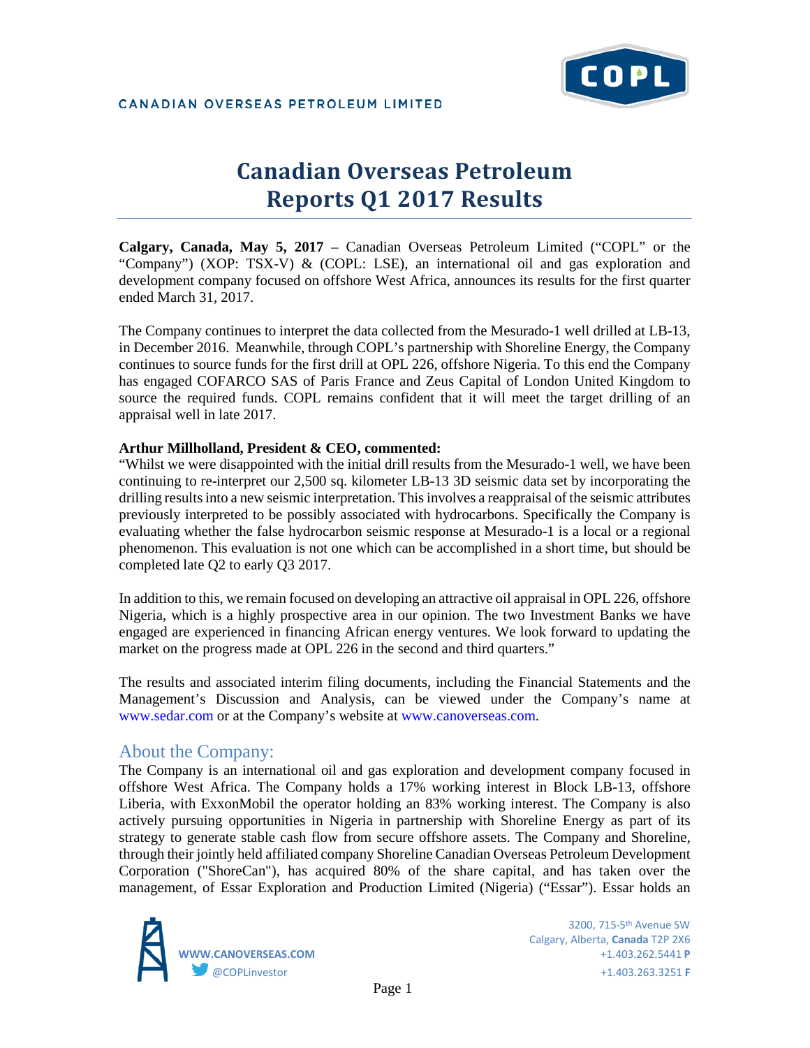CANADIAN OVERSEAS PETROLEUM LIMITED

# Canadian Overseas Petroleum Reports Q1 2017 Results

**Calgary, Canada, May 5, 2017** – Canadian Overseas Petroleum Limited ("COPL" or the "Company") (XOP: TSX-V) & (COPL: LSE), an international oil and gas exploration and development company focused on offshore West Africa, announces its results for the first quarter ended March 31, 2017.

The Company continues to interpret the data collected from the Mesurado-1 well drilled at LB-13, in December 2016. Meanwhile, through COPL's partnership with Shoreline Energy, the Company continues to source funds for the first drill at OPL 226, offshore Nigeria. To this end the Company has engaged COFARCO SAS of Paris France and Zeus Capital of London United Kingdom to source the required funds. COPL remains confident that it will meet the target drilling of an appraisal well in late 2017.

**Arthur Millholland, President & CEO, commented:**

"Whilst we were disappointed with the initial drill results from the Mesurado-1 well, we have been continuing to re-interpret our 2,500 sq. kilometer LB-13 3D seismic data set by incorporating the drilling results into a new seismic interpretation. This involves a reappraisal of the seismic attributes previously interpreted to be possibly associated with hydrocarbons. Specifically the Company is evaluating whether the false hydrocarbon seismic response at Mesurado-1 is a local or a regional phenomenon. This evaluation is not one which can be accomplished in a short time, but should be completed late Q2 to early Q3 2017.

In addition to this, we remain focused on developing an attractive oil appraisal in OPL 226, offshore Nigeria, which is a highly prospective area in our opinion. The two Investment Banks we have engaged are experienced in financing African energy ventures. We look forward to updating the market on the progress made at OPL 226 in the second and third quarters."

The results and associated interim filing documents, including the Financial Statements and the Management's Discussion and Analysis, can be viewed under the Company's name at www.sedar.com or at the Company's website at www.canoverseas.com.

## About the Company:

The Company is an international oil and gas exploration and development company focused in offshore West Africa. The Company holds a 17% working interest in Block LB-13, offshore Liberia, with ExxonMobil the operator holding an 83% working interest. The Company is also actively pursuing opportunities in Nigeria in partnership with Shoreline Energy as part of its strategy to generate stable cash flow from secure offshore assets. The Company and Shoreline, through their jointly held affiliated company Shoreline Canadian Overseas Petroleum Development Corporation ("ShoreCan"), has acquired 80% of the share capital, and has taken over the management, of Essar Exploration and Production Limited (Nigeria) ("Essar"). Essar holds an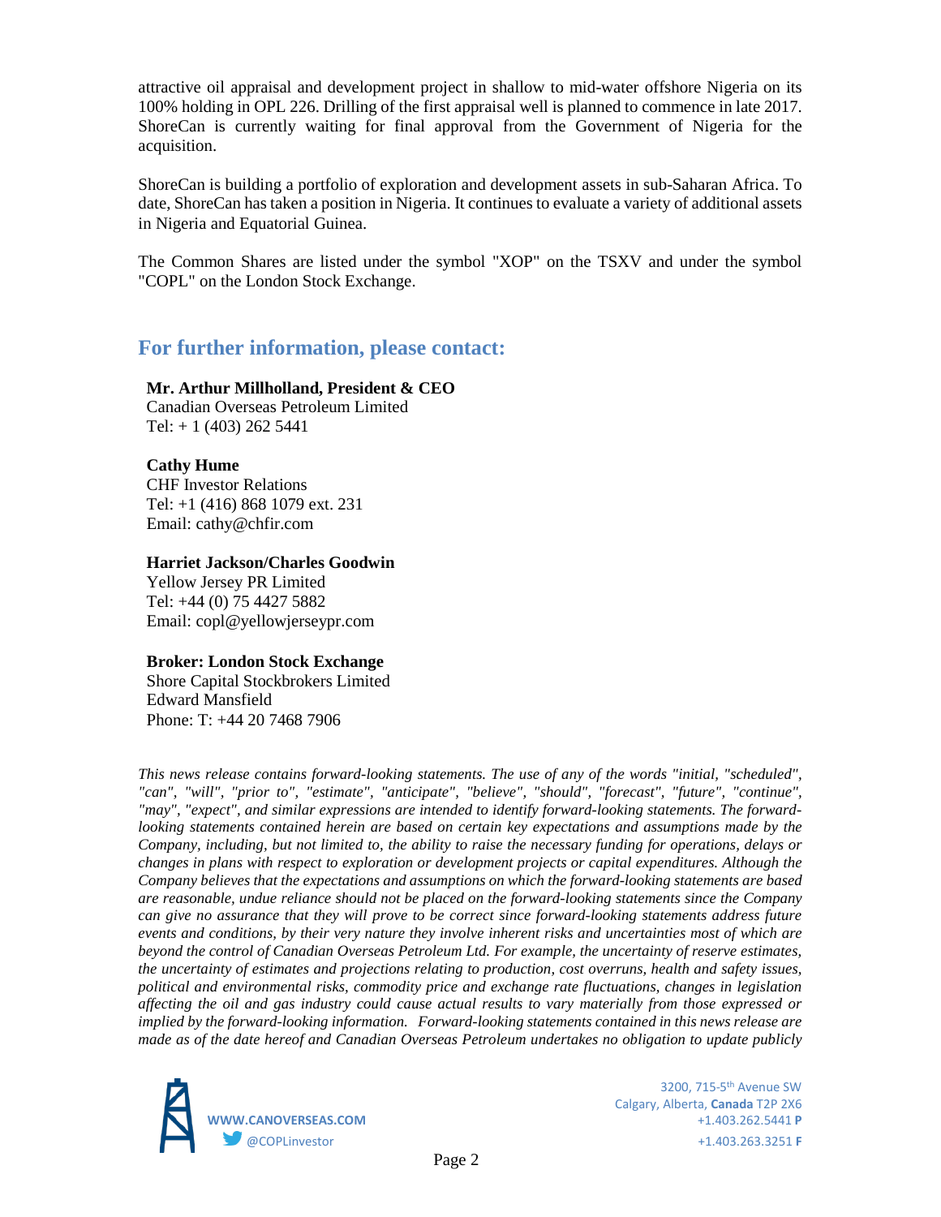attractive oil appraisal and development project in shallow to mid-water offshore Nigeria on its 100% holding in OPL 226. Drilling of the first appraisal well is planned to commence in late 2017. ShoreCan is currently waiting for final approval from the Government of Nigeria for the acquisition.

ShoreCan is building a portfolio of exploration and development assets in sub-Saharan Africa. To date, ShoreCan has taken a position in Nigeria. It continues to evaluate a variety of additional assets in Nigeria and Equatorial Guinea.

The Common Shares are listed under the symbol "XOP" on the TSXV and under the symbol "COPL" on the London Stock Exchange.

## For further information, please contact:

**Mr. Arthur Millholland, President & CEO**
Canadian Overseas Petroleum Limited
Tel: + 1 (403) 262 5441

**Cathy Hume**
CHF Investor Relations
Tel: +1 (416) 868 1079 ext. 231
Email: cathy@chfir.com

**Harriet Jackson/Charles Goodwin**
Yellow Jersey PR Limited
Tel: +44 (0) 75 4427 5882
Email: copl@yellowjerseypr.com

**Broker: London Stock Exchange**
Shore Capital Stockbrokers Limited
Edward Mansfield
Phone: T: +44 20 7468 7906

*This news release contains forward-looking statements. The use of any of the words "initial, "scheduled", "can", "will", "prior to", "estimate", "anticipate", "believe", "should", "forecast", "future", "continue", "may", "expect", and similar expressions are intended to identify forward-looking statements. The forward-looking statements contained herein are based on certain key expectations and assumptions made by the Company, including, but not limited to, the ability to raise the necessary funding for operations, delays or changes in plans with respect to exploration or development projects or capital expenditures. Although the Company believes that the expectations and assumptions on which the forward-looking statements are based are reasonable, undue reliance should not be placed on the forward-looking statements since the Company can give no assurance that they will prove to be correct since forward-looking statements address future events and conditions, by their very nature they involve inherent risks and uncertainties most of which are beyond the control of Canadian Overseas Petroleum Ltd. For example, the uncertainty of reserve estimates, the uncertainty of estimates and projections relating to production, cost overruns, health and safety issues, political and environmental risks, commodity price and exchange rate fluctuations, changes in legislation affecting the oil and gas industry could cause actual results to vary materially from those expressed or implied by the forward-looking information. Forward-looking statements contained in this news release are made as of the date hereof and Canadian Overseas Petroleum undertakes no obligation to update publicly*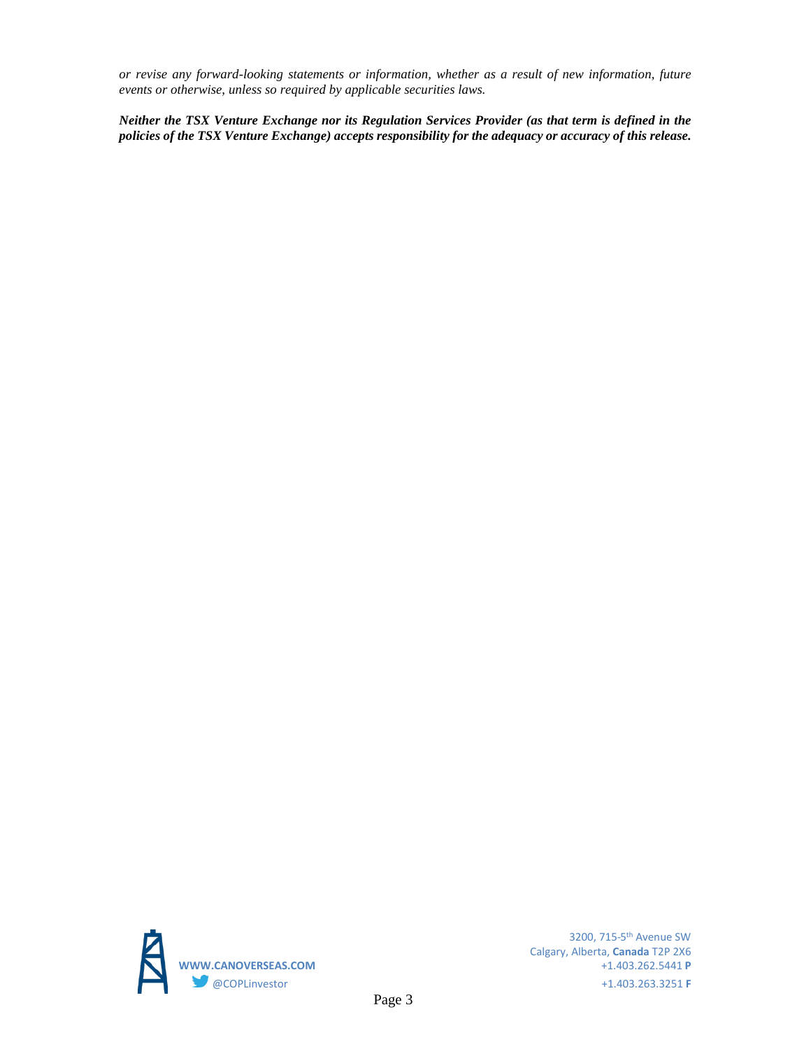*or revise any forward-looking statements or information, whether as a result of new information, future events or otherwise, unless so required by applicable securities laws.*

***Neither the TSX Venture Exchange nor its Regulation Services Provider (as that term is defined in the policies of the TSX Venture Exchange) accepts responsibility for the adequacy or accuracy of this release.***